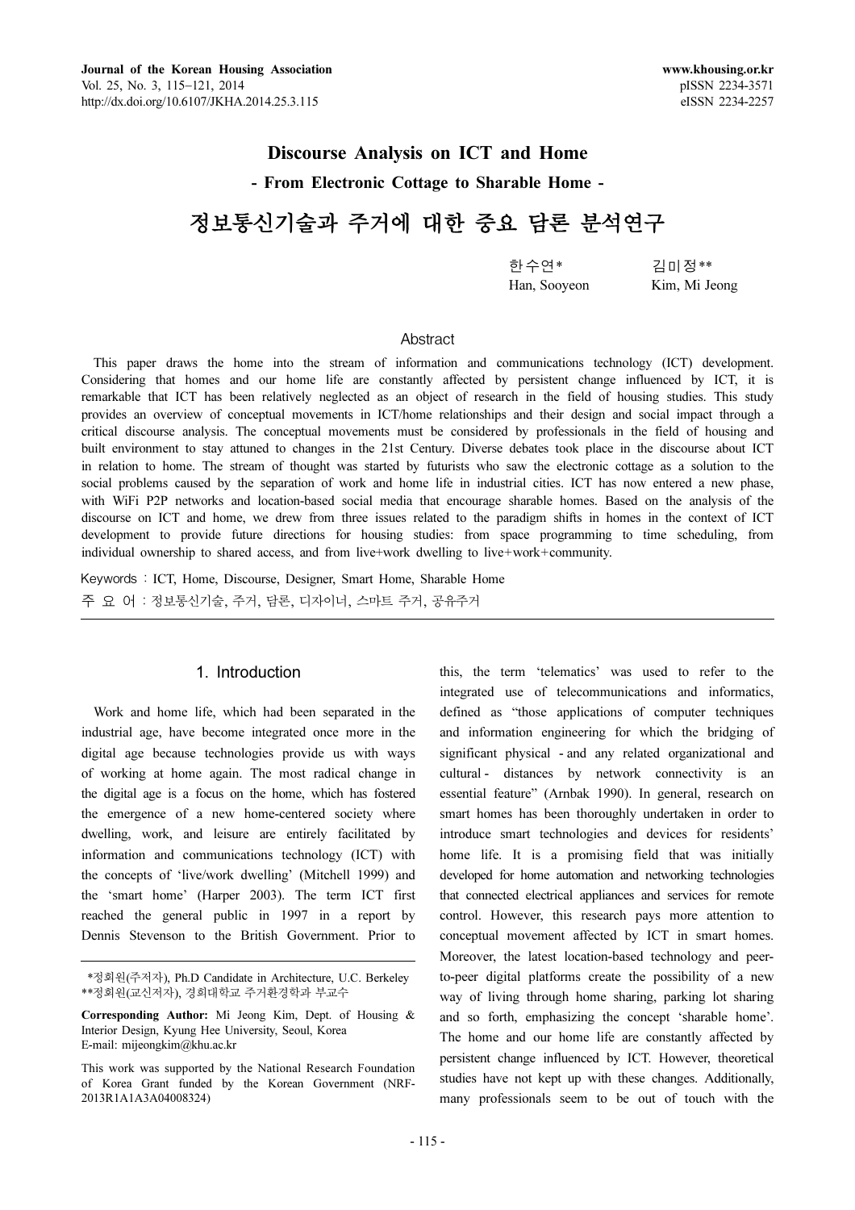# Discourse Analysis on ICT and Home

## - From Electronic Cottage to Sharable Home -

# 정보통신기술과 주거에 대한 중요 담론 분석연구

한수연* Han, Sooyeon
김미정** Kim, Mi Jeong

## Abstract

This paper draws the home into the stream of information and communications technology (ICT) development. Considering that homes and our home life are constantly affected by persistent change influenced by ICT, it is remarkable that ICT has been relatively neglected as an object of research in the field of housing studies. This study provides an overview of conceptual movements in ICT/home relationships and their design and social impact through a critical discourse analysis. The conceptual movements must be considered by professionals in the field of housing and built environment to stay attuned to changes in the 21st Century. Diverse debates took place in the discourse about ICT in relation to home. The stream of thought was started by futurists who saw the electronic cottage as a solution to the social problems caused by the separation of work and home life in industrial cities. ICT has now entered a new phase, with WiFi P2P networks and location-based social media that encourage sharable homes. Based on the analysis of the discourse on ICT and home, we drew from three issues related to the paradigm shifts in homes in the context of ICT development to provide future directions for housing studies: from space programming to time scheduling, from individual ownership to shared access, and from live+work dwelling to live+work+community.

Keywords : ICT, Home, Discourse, Designer, Smart Home, Sharable Home

주 요 어 : 정보통신기술, 주거, 담론, 디자이너, 스마트 주거, 공유주거

## 1. Introduction

Work and home life, which had been separated in the industrial age, have become integrated once more in the digital age because technologies provide us with ways of working at home again. The most radical change in the digital age is a focus on the home, which has fostered the emergence of a new home-centered society where dwelling, work, and leisure are entirely facilitated by information and communications technology (ICT) with the concepts of 'live/work dwelling' (Mitchell 1999) and the 'smart home' (Harper 2003). The term ICT first reached the general public in 1997 in a report by Dennis Stevenson to the British Government. Prior to this, the term 'telematics' was used to refer to the integrated use of telecommunications and informatics, defined as "those applications of computer techniques and information engineering for which the bridging of significant physical - and any related organizational and cultural - distances by network connectivity is an essential feature" (Arnbak 1990). In general, research on smart homes has been thoroughly undertaken in order to introduce smart technologies and devices for residents' home life. It is a promising field that was initially developed for home automation and networking technologies that connected electrical appliances and services for remote control. However, this research pays more attention to conceptual movement affected by ICT in smart homes. Moreover, the latest location-based technology and peer-to-peer digital platforms create the possibility of a new way of living through home sharing, parking lot sharing and so forth, emphasizing the concept 'sharable home'. The home and our home life are constantly affected by persistent change influenced by ICT. However, theoretical studies have not kept up with these changes. Additionally, many professionals seem to be out of touch with the

---

*정회원(주저자), Ph.D Candidate in Architecture, U.C. Berkeley
**정회원(교신저자), 경희대학교 주거환경학과 부교수

**Corresponding Author:** Mi Jeong Kim, Dept. of Housing & Interior Design, Kyung Hee University, Seoul, Korea
E-mail: mijeongkim@khu.ac.kr

This work was supported by the National Research Foundation of Korea Grant funded by the Korean Government (NRF-2013R1A1A3A04008324)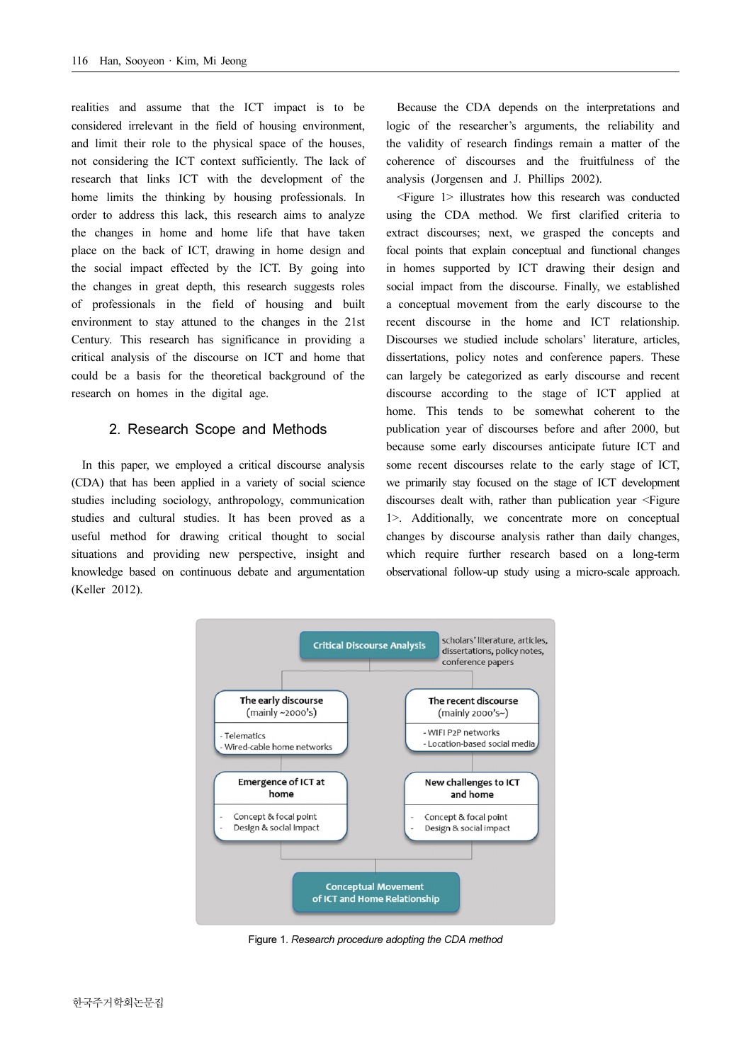realities and assume that the ICT impact is to be considered irrelevant in the field of housing environment, and limit their role to the physical space of the houses, not considering the ICT context sufficiently. The lack of research that links ICT with the development of the home limits the thinking by housing professionals. In order to address this lack, this research aims to analyze the changes in home and home life that have taken place on the back of ICT, drawing in home design and the social impact effected by the ICT. By going into the changes in great depth, this research suggests roles of professionals in the field of housing and built environment to stay attuned to the changes in the 21st Century. This research has significance in providing a critical analysis of the discourse on ICT and home that could be a basis for the theoretical background of the research on homes in the digital age.

## 2. Research Scope and Methods

In this paper, we employed a critical discourse analysis (CDA) that has been applied in a variety of social science studies including sociology, anthropology, communication studies and cultural studies. It has been proved as a useful method for drawing critical thought to social situations and providing new perspective, insight and knowledge based on continuous debate and argumentation (Keller 2012).

Because the CDA depends on the interpretations and logic of the researcher's arguments, the reliability and the validity of research findings remain a matter of the coherence of discourses and the fruitfulness of the analysis (Jorgensen and J. Phillips 2002).

<Figure 1> illustrates how this research was conducted using the CDA method. We first clarified criteria to extract discourses; next, we grasped the concepts and focal points that explain conceptual and functional changes in homes supported by ICT drawing their design and social impact from the discourse. Finally, we established a conceptual movement from the early discourse to the recent discourse in the home and ICT relationship. Discourses we studied include scholars' literature, articles, dissertations, policy notes and conference papers. These can largely be categorized as early discourse and recent discourse according to the stage of ICT applied at home. This tends to be somewhat coherent to the publication year of discourses before and after 2000, but because some early discourses anticipate future ICT and some recent discourses relate to the early stage of ICT, we primarily stay focused on the stage of ICT development discourses dealt with, rather than publication year <Figure 1>. Additionally, we concentrate more on conceptual changes by discourse analysis rather than daily changes, which require further research based on a long-term observational follow-up study using a micro-scale approach.

Critical Discourse Analysis — scholars' literature, articles, dissertations, policy notes, conference papers

The early discourse (mainly ~2000's)
- Telematics
- Wired-cable home networks

The recent discourse (mainly 2000's~)
- WIFI P2P networks
- Location-based social media

Emergence of ICT at home
- Concept & focal point
- Design & social impact

New challenges to ICT and home
- Concept & focal point
- Design & social impact

Conceptual Movement of ICT and Home Relationship

Figure 1. *Research procedure adopting the CDA method*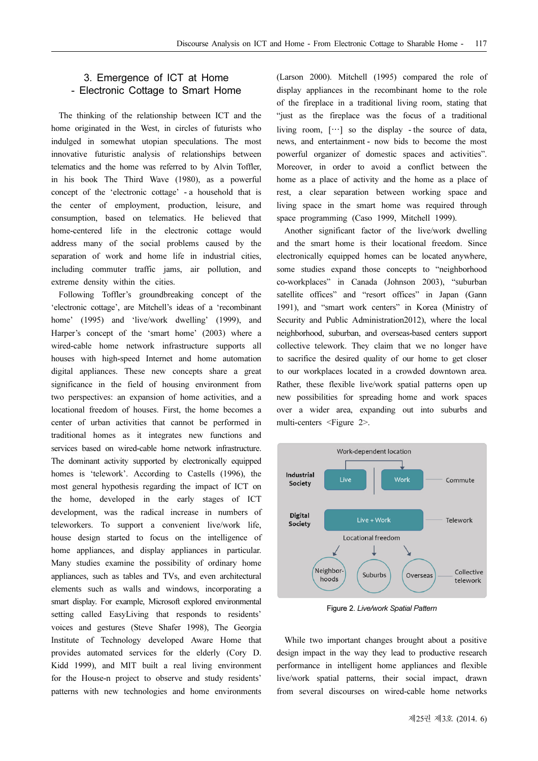## 3. Emergence of ICT at Home - Electronic Cottage to Smart Home

The thinking of the relationship between ICT and the home originated in the West, in circles of futurists who indulged in somewhat utopian speculations. The most innovative futuristic analysis of relationships between telematics and the home was referred to by Alvin Toffler, in his book The Third Wave (1980), as a powerful concept of the 'electronic cottage' - a household that is the center of employment, production, leisure, and consumption, based on telematics. He believed that home-centered life in the electronic cottage would address many of the social problems caused by the separation of work and home life in industrial cities, including commuter traffic jams, air pollution, and extreme density within the cities.

Following Toffler's groundbreaking concept of the 'electronic cottage', are Mitchell's ideas of a 'recombinant home' (1995) and 'live/work dwelling' (1999), and Harper's concept of the 'smart home' (2003) where a wired-cable home network infrastructure supports all houses with high-speed Internet and home automation digital appliances. These new concepts share a great significance in the field of housing environment from two perspectives: an expansion of home activities, and a locational freedom of houses. First, the home becomes a center of urban activities that cannot be performed in traditional homes as it integrates new functions and services based on wired-cable home network infrastructure. The dominant activity supported by electronically equipped homes is 'telework'. According to Castells (1996), the most general hypothesis regarding the impact of ICT on the home, developed in the early stages of ICT development, was the radical increase in numbers of teleworkers. To support a convenient live/work life, house design started to focus on the intelligence of home appliances, and display appliances in particular. Many studies examine the possibility of ordinary home appliances, such as tables and TVs, and even architectural elements such as walls and windows, incorporating a smart display. For example, Microsoft explored environmental setting called EasyLiving that responds to residents' voices and gestures (Steve Shafer 1998), The Georgia Institute of Technology developed Aware Home that provides automated services for the elderly (Cory D. Kidd 1999), and MIT built a real living environment for the House-n project to observe and study residents' patterns with new technologies and home environments (Larson 2000). Mitchell (1995) compared the role of display appliances in the recombinant home to the role of the fireplace in a traditional living room, stating that "just as the fireplace was the focus of a traditional living room, […] so the display - the source of data, news, and entertainment - now bids to become the most powerful organizer of domestic spaces and activities". Moreover, in order to avoid a conflict between the home as a place of activity and the home as a place of rest, a clear separation between working space and living space in the smart home was required through space programming (Caso 1999, Mitchell 1999).

Another significant factor of the live/work dwelling and the smart home is their locational freedom. Since electronically equipped homes can be located anywhere, some studies expand those concepts to "neighborhood co-workplaces" in Canada (Johnson 2003), "suburban satellite offices" and "resort offices" in Japan (Gann 1991), and "smart work centers" in Korea (Ministry of Security and Public Administration2012), where the local neighborhood, suburban, and overseas-based centers support collective telework. They claim that we no longer have to sacrifice the desired quality of our home to get closer to our workplaces located in a crowded downtown area. Rather, these flexible live/work spatial patterns open up new possibilities for spreading home and work spaces over a wider area, expanding out into suburbs and multi-centers <Figure 2>.

Work-dependent location

Industrial Society: Live | Work — Commute

Digital Society: Live + Work — Telework

Locational freedom: Neighborhoods, Suburbs, Overseas — Collective telework

Figure 2. *Live/work Spatial Pattern*

While two important changes brought about a positive design impact in the way they lead to productive research performance in intelligent home appliances and flexible live/work spatial patterns, their social impact, drawn from several discourses on wired-cable home networks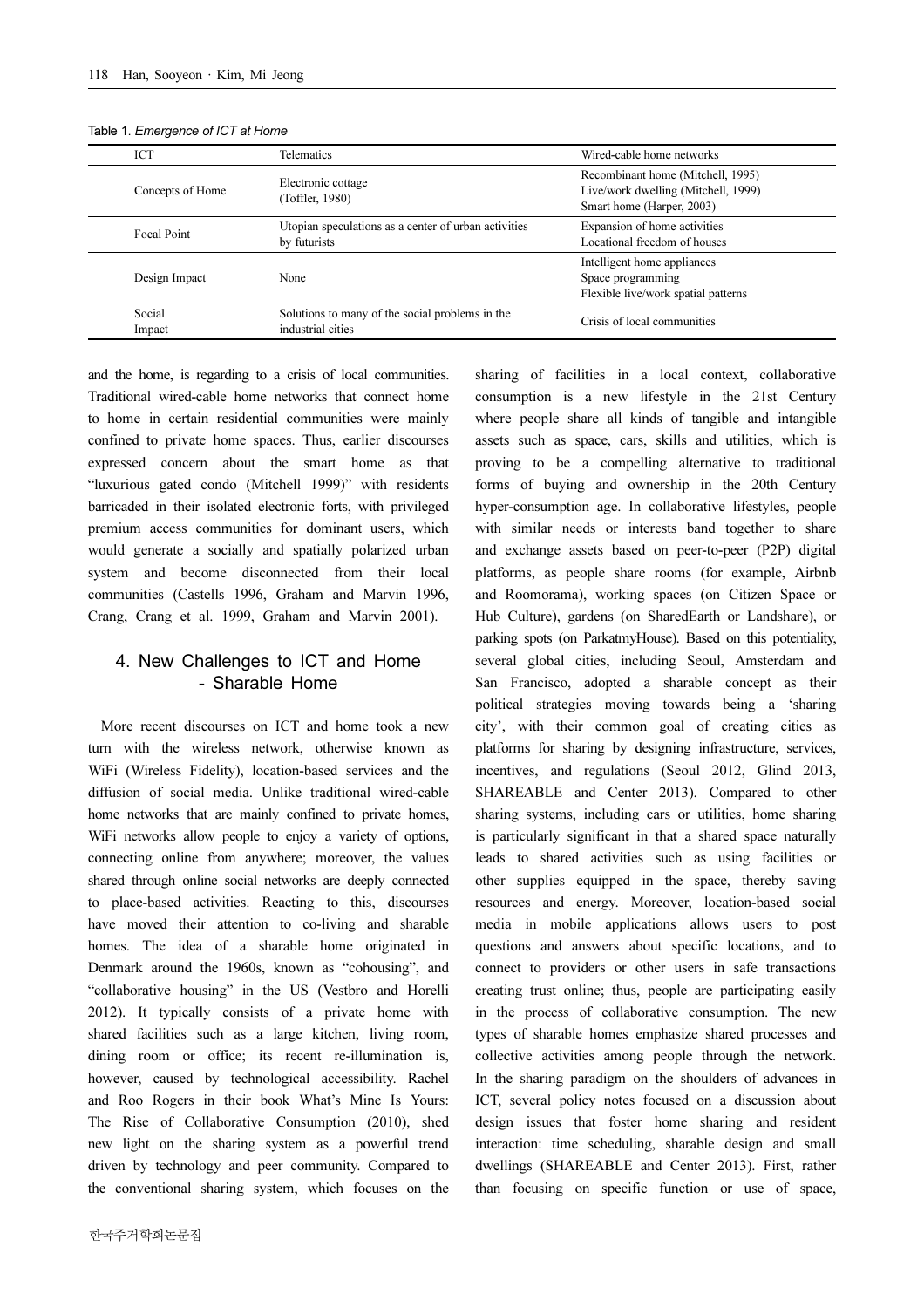Table 1. *Emergence of ICT at Home*

| ICT | Telematics | Wired-cable home networks |
|---|---|---|
| Concepts of Home | Electronic cottage (Toffler, 1980) | Recombinant home (Mitchell, 1995)<br>Live/work dwelling (Mitchell, 1999)<br>Smart home (Harper, 2003) |
| Focal Point | Utopian speculations as a center of urban activities by futurists | Expansion of home activities<br>Locational freedom of houses |
| Design Impact | None | Intelligent home appliances<br>Space programming<br>Flexible live/work spatial patterns |
| Social Impact | Solutions to many of the social problems in the industrial cities | Crisis of local communities |

and the home, is regarding to a crisis of local communities. Traditional wired-cable home networks that connect home to home in certain residential communities were mainly confined to private home spaces. Thus, earlier discourses expressed concern about the smart home as that "luxurious gated condo (Mitchell 1999)" with residents barricaded in their isolated electronic forts, with privileged premium access communities for dominant users, which would generate a socially and spatially polarized urban system and become disconnected from their local communities (Castells 1996, Graham and Marvin 1996, Crang, Crang et al. 1999, Graham and Marvin 2001).

## 4. New Challenges to ICT and Home - Sharable Home

More recent discourses on ICT and home took a new turn with the wireless network, otherwise known as WiFi (Wireless Fidelity), location-based services and the diffusion of social media. Unlike traditional wired-cable home networks that are mainly confined to private homes, WiFi networks allow people to enjoy a variety of options, connecting online from anywhere; moreover, the values shared through online social networks are deeply connected to place-based activities. Reacting to this, discourses have moved their attention to co-living and sharable homes. The idea of a sharable home originated in Denmark around the 1960s, known as "cohousing", and "collaborative housing" in the US (Vestbro and Horelli 2012). It typically consists of a private home with shared facilities such as a large kitchen, living room, dining room or office; its recent re-illumination is, however, caused by technological accessibility. Rachel and Roo Rogers in their book What's Mine Is Yours: The Rise of Collaborative Consumption (2010), shed new light on the sharing system as a powerful trend driven by technology and peer community. Compared to the conventional sharing system, which focuses on the sharing of facilities in a local context, collaborative consumption is a new lifestyle in the 21st Century where people share all kinds of tangible and intangible assets such as space, cars, skills and utilities, which is proving to be a compelling alternative to traditional forms of buying and ownership in the 20th Century hyper-consumption age. In collaborative lifestyles, people with similar needs or interests band together to share and exchange assets based on peer-to-peer (P2P) digital platforms, as people share rooms (for example, Airbnb and Roomorama), working spaces (on Citizen Space or Hub Culture), gardens (on SharedEarth or Landshare), or parking spots (on ParkatmyHouse). Based on this potentiality, several global cities, including Seoul, Amsterdam and San Francisco, adopted a sharable concept as their political strategies moving towards being a 'sharing city', with their common goal of creating cities as platforms for sharing by designing infrastructure, services, incentives, and regulations (Seoul 2012, Glind 2013, SHAREABLE and Center 2013). Compared to other sharing systems, including cars or utilities, home sharing is particularly significant in that a shared space naturally leads to shared activities such as using facilities or other supplies equipped in the space, thereby saving resources and energy. Moreover, location-based social media in mobile applications allows users to post questions and answers about specific locations, and to connect to providers or other users in safe transactions creating trust online; thus, people are participating easily in the process of collaborative consumption. The new types of sharable homes emphasize shared processes and collective activities among people through the network. In the sharing paradigm on the shoulders of advances in ICT, several policy notes focused on a discussion about design issues that foster home sharing and resident interaction: time scheduling, sharable design and small dwellings (SHAREABLE and Center 2013). First, rather than focusing on specific function or use of space,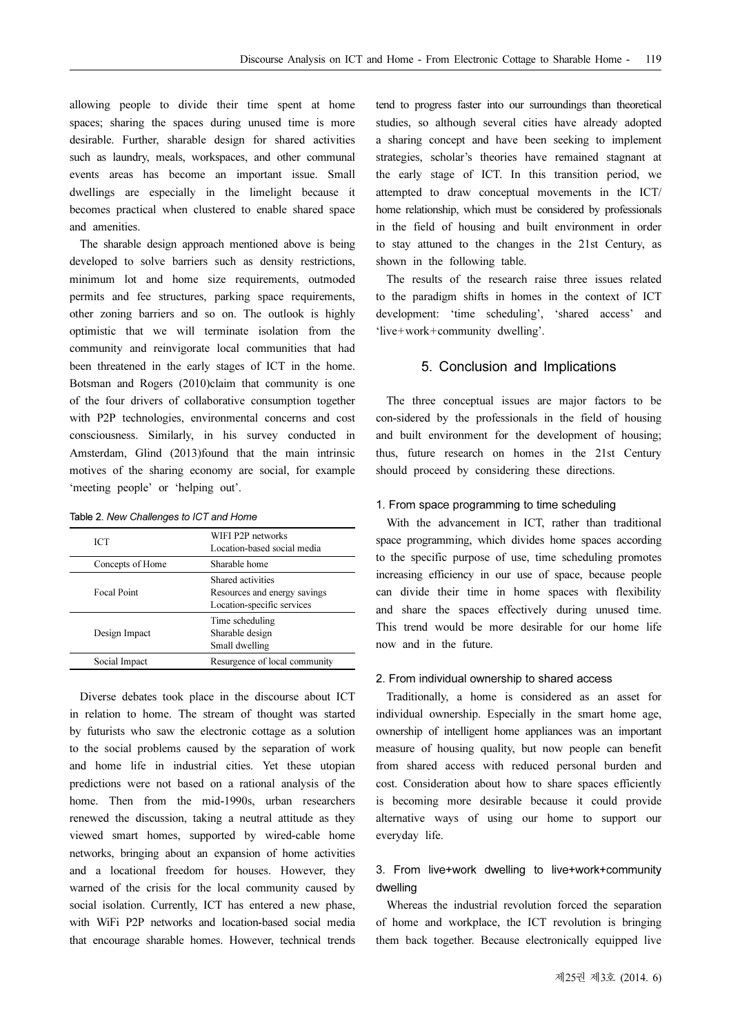allowing people to divide their time spent at home spaces; sharing the spaces during unused time is more desirable. Further, sharable design for shared activities such as laundry, meals, workspaces, and other communal events areas has become an important issue. Small dwellings are especially in the limelight because it becomes practical when clustered to enable shared space and amenities.

The sharable design approach mentioned above is being developed to solve barriers such as density restrictions, minimum lot and home size requirements, outmoded permits and fee structures, parking space requirements, other zoning barriers and so on. The outlook is highly optimistic that we will terminate isolation from the community and reinvigorate local communities that had been threatened in the early stages of ICT in the home. Botsman and Rogers (2010)claim that community is one of the four drivers of collaborative consumption together with P2P technologies, environmental concerns and cost consciousness. Similarly, in his survey conducted in Amsterdam, Glind (2013)found that the main intrinsic motives of the sharing economy are social, for example 'meeting people' or 'helping out'.

Table 2. *New Challenges to ICT and Home*

| ICT | WIFI P2P networks<br>Location-based social media |
|---|---|
| Concepts of Home | Sharable home |
| Focal Point | Shared activities<br>Resources and energy savings<br>Location-specific services |
| Design Impact | Time scheduling<br>Sharable design<br>Small dwelling |
| Social Impact | Resurgence of local community |

Diverse debates took place in the discourse about ICT in relation to home. The stream of thought was started by futurists who saw the electronic cottage as a solution to the social problems caused by the separation of work and home life in industrial cities. Yet these utopian predictions were not based on a rational analysis of the home. Then from the mid-1990s, urban researchers renewed the discussion, taking a neutral attitude as they viewed smart homes, supported by wired-cable home networks, bringing about an expansion of home activities and a locational freedom for houses. However, they warned of the crisis for the local community caused by social isolation. Currently, ICT has entered a new phase, with WiFi P2P networks and location-based social media that encourage sharable homes. However, technical trends tend to progress faster into our surroundings than theoretical studies, so although several cities have already adopted a sharing concept and have been seeking to implement strategies, scholar's theories have remained stagnant at the early stage of ICT. In this transition period, we attempted to draw conceptual movements in the ICT/ home relationship, which must be considered by professionals in the field of housing and built environment in order to stay attuned to the changes in the 21st Century, as shown in the following table.

The results of the research raise three issues related to the paradigm shifts in homes in the context of ICT development: 'time scheduling', 'shared access' and 'live+work+community dwelling'.

## 5. Conclusion and Implications

The three conceptual issues are major factors to be con-sidered by the professionals in the field of housing and built environment for the development of housing; thus, future research on homes in the 21st Century should proceed by considering these directions.

### 1. From space programming to time scheduling

With the advancement in ICT, rather than traditional space programming, which divides home spaces according to the specific purpose of use, time scheduling promotes increasing efficiency in our use of space, because people can divide their time in home spaces with flexibility and share the spaces effectively during unused time. This trend would be more desirable for our home life now and in the future.

### 2. From individual ownership to shared access

Traditionally, a home is considered as an asset for individual ownership. Especially in the smart home age, ownership of intelligent home appliances was an important measure of housing quality, but now people can benefit from shared access with reduced personal burden and cost. Consideration about how to share spaces efficiently is becoming more desirable because it could provide alternative ways of using our home to support our everyday life.

### 3. From live+work dwelling to live+work+community dwelling

Whereas the industrial revolution forced the separation of home and workplace, the ICT revolution is bringing them back together. Because electronically equipped live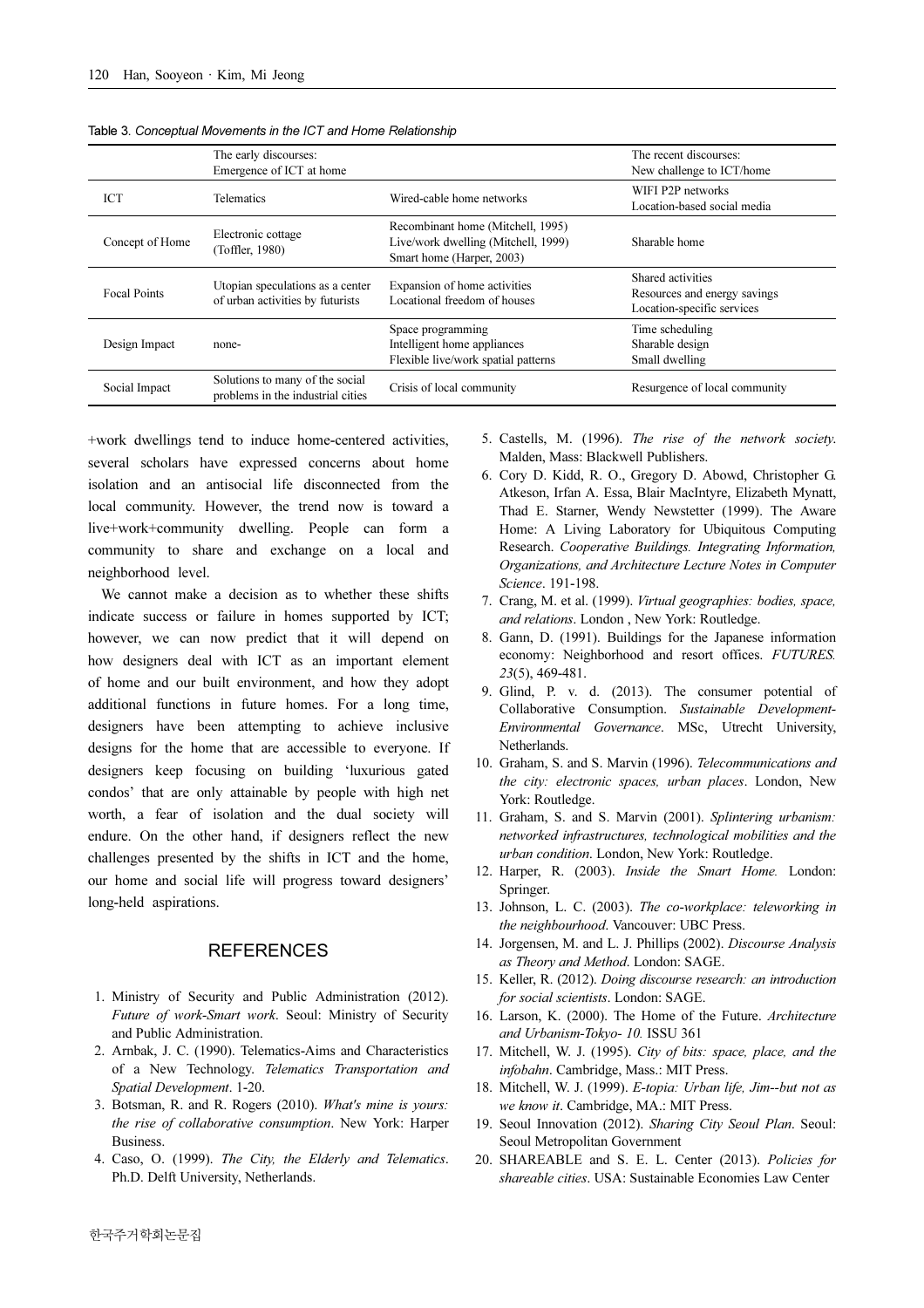Table 3. *Conceptual Movements in the ICT and Home Relationship*

| | The early discourses: Emergence of ICT at home | | The recent discourses: New challenge to ICT/home |
|---|---|---|---|
| ICT | Telematics | Wired-cable home networks | WIFI P2P networks Location-based social media |
| Concept of Home | Electronic cottage (Toffler, 1980) | Recombinant home (Mitchell, 1995) Live/work dwelling (Mitchell, 1999) Smart home (Harper, 2003) | Sharable home |
| Focal Points | Utopian speculations as a center of urban activities by futurists | Expansion of home activities Locational freedom of houses | Shared activities Resources and energy savings Location-specific services |
| Design Impact | none- | Space programming Intelligent home appliances Flexible live/work spatial patterns | Time scheduling Sharable design Small dwelling |
| Social Impact | Solutions to many of the social problems in the industrial cities | Crisis of local community | Resurgence of local community |

+work dwellings tend to induce home-centered activities, several scholars have expressed concerns about home isolation and an antisocial life disconnected from the local community. However, the trend now is toward a live+work+community dwelling. People can form a community to share and exchange on a local and neighborhood level.

We cannot make a decision as to whether these shifts indicate success or failure in homes supported by ICT; however, we can now predict that it will depend on how designers deal with ICT as an important element of home and our built environment, and how they adopt additional functions in future homes. For a long time, designers have been attempting to achieve inclusive designs for the home that are accessible to everyone. If designers keep focusing on building 'luxurious gated condos' that are only attainable by people with high net worth, a fear of isolation and the dual society will endure. On the other hand, if designers reflect the new challenges presented by the shifts in ICT and the home, our home and social life will progress toward designers' long-held aspirations.

## REFERENCES

1. Ministry of Security and Public Administration (2012). *Future of work-Smart work*. Seoul: Ministry of Security and Public Administration.
2. Arnbak, J. C. (1990). Telematics-Aims and Characteristics of a New Technology. *Telematics Transportation and Spatial Development*. 1-20.
3. Botsman, R. and R. Rogers (2010). *What's mine is yours: the rise of collaborative consumption*. New York: Harper Business.
4. Caso, O. (1999). *The City, the Elderly and Telematics*. Ph.D. Delft University, Netherlands.
5. Castells, M. (1996). *The rise of the network society*. Malden, Mass: Blackwell Publishers.
6. Cory D. Kidd, R. O., Gregory D. Abowd, Christopher G. Atkeson, Irfan A. Essa, Blair MacIntyre, Elizabeth Mynatt, Thad E. Starner, Wendy Newstetter (1999). The Aware Home: A Living Laboratory for Ubiquitous Computing Research. *Cooperative Buildings. Integrating Information, Organizations, and Architecture Lecture Notes in Computer Science*. 191-198.
7. Crang, M. et al. (1999). *Virtual geographies: bodies, space, and relations*. London , New York: Routledge.
8. Gann, D. (1991). Buildings for the Japanese information economy: Neighborhood and resort offices. *FUTURES. 23*(5), 469-481.
9. Glind, P. v. d. (2013). The consumer potential of Collaborative Consumption. *Sustainable Development-Environmental Governance*. MSc, Utrecht University, Netherlands.
10. Graham, S. and S. Marvin (1996). *Telecommunications and the city: electronic spaces, urban places*. London, New York: Routledge.
11. Graham, S. and S. Marvin (2001). *Splintering urbanism: networked infrastructures, technological mobilities and the urban condition*. London, New York: Routledge.
12. Harper, R. (2003). *Inside the Smart Home.* London: Springer.
13. Johnson, L. C. (2003). *The co-workplace: teleworking in the neighbourhood*. Vancouver: UBC Press.
14. Jorgensen, M. and L. J. Phillips (2002). *Discourse Analysis as Theory and Method*. London: SAGE.
15. Keller, R. (2012). *Doing discourse research: an introduction for social scientists*. London: SAGE.
16. Larson, K. (2000). The Home of the Future. *Architecture and Urbanism-Tokyo- 10.* ISSU 361
17. Mitchell, W. J. (1995). *City of bits: space, place, and the infobahn*. Cambridge, Mass.: MIT Press.
18. Mitchell, W. J. (1999). *E-topia: Urban life, Jim--but not as we know it*. Cambridge, MA.: MIT Press.
19. Seoul Innovation (2012). *Sharing City Seoul Plan*. Seoul: Seoul Metropolitan Government
20. SHAREABLE and S. E. L. Center (2013). *Policies for shareable cities*. USA: Sustainable Economies Law Center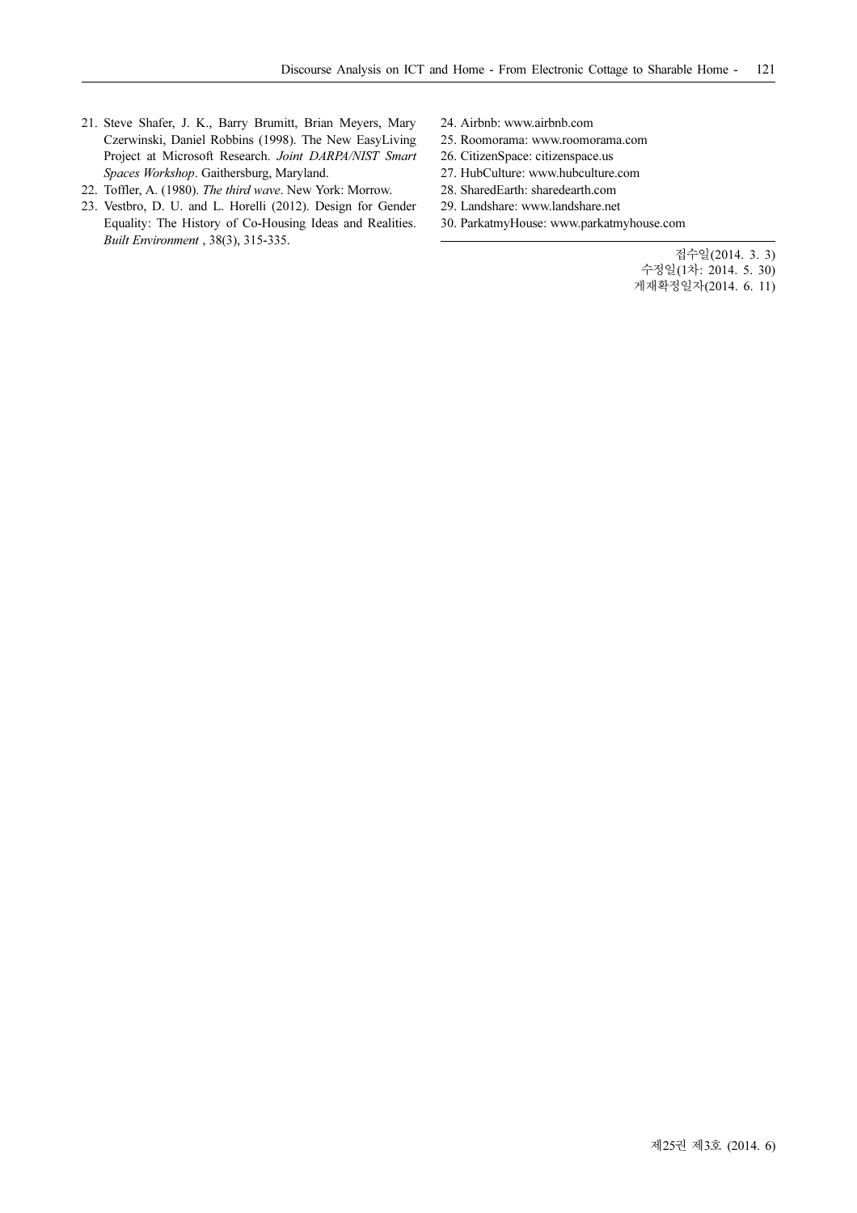21. Steve Shafer, J. K., Barry Brumitt, Brian Meyers, Mary Czerwinski, Daniel Robbins (1998). The New EasyLiving Project at Microsoft Research. *Joint DARPA/NIST Smart Spaces Workshop*. Gaithersburg, Maryland.
22. Toffler, A. (1980). *The third wave*. New York: Morrow.
23. Vestbro, D. U. and L. Horelli (2012). Design for Gender Equality: The History of Co-Housing Ideas and Realities. *Built Environment* , 38(3), 315-335.
24. Airbnb: www.airbnb.com
25. Roomorama: www.roomorama.com
26. CitizenSpace: citizenspace.us
27. HubCulture: www.hubculture.com
28. SharedEarth: sharedearth.com
29. Landshare: www.landshare.net
30. ParkatmyHouse: www.parkatmyhouse.com

접수일(2014. 3. 3)
수정일(1차: 2014. 5. 30)
게재확정일자(2014. 6. 11)